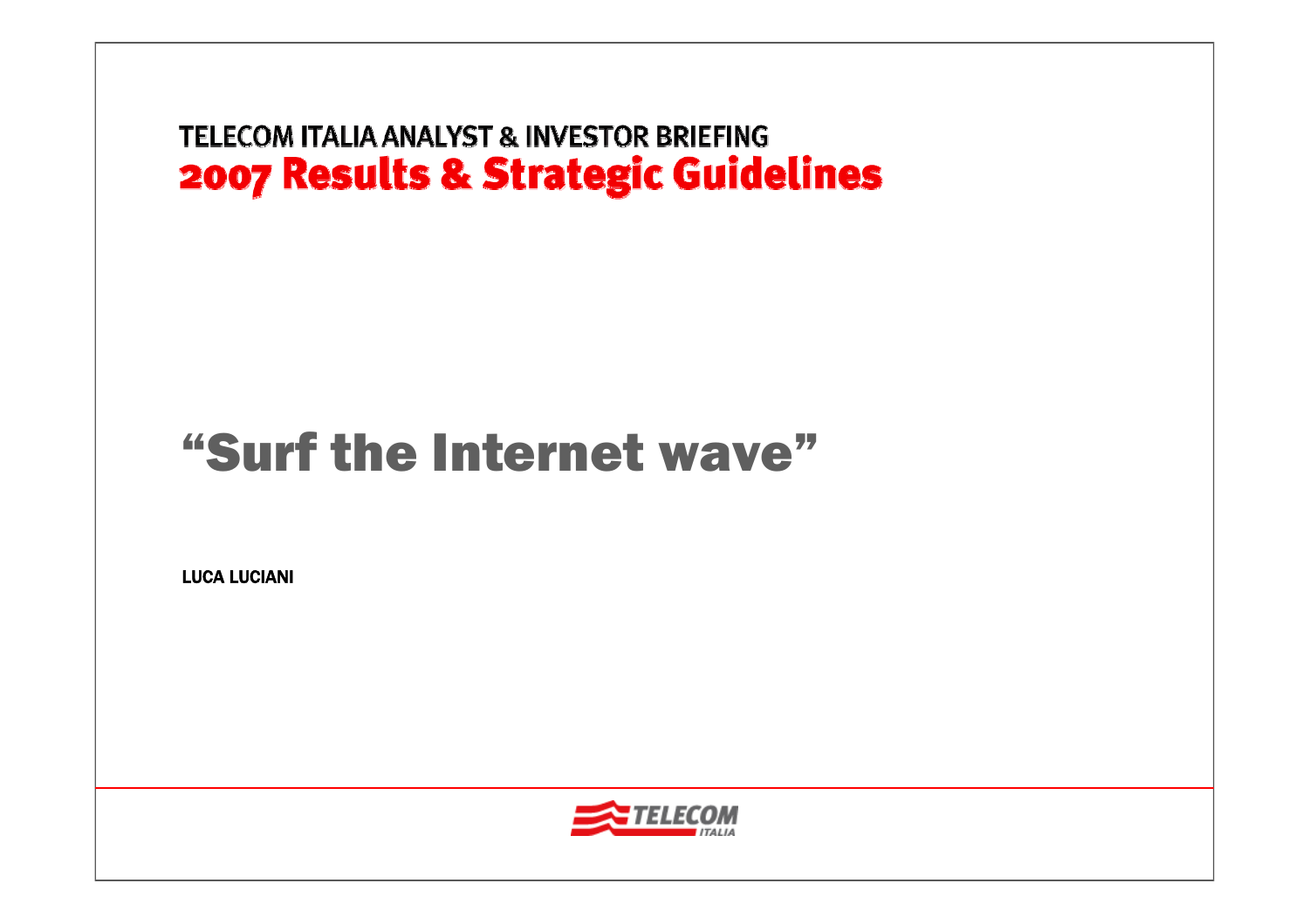TELECOM ITALIA ANALYST & INVESTOR BRIEFING

# 2007 Results & Strategic Guidelines

## "Surf the Internet wave"

**LUCA LUCIANI**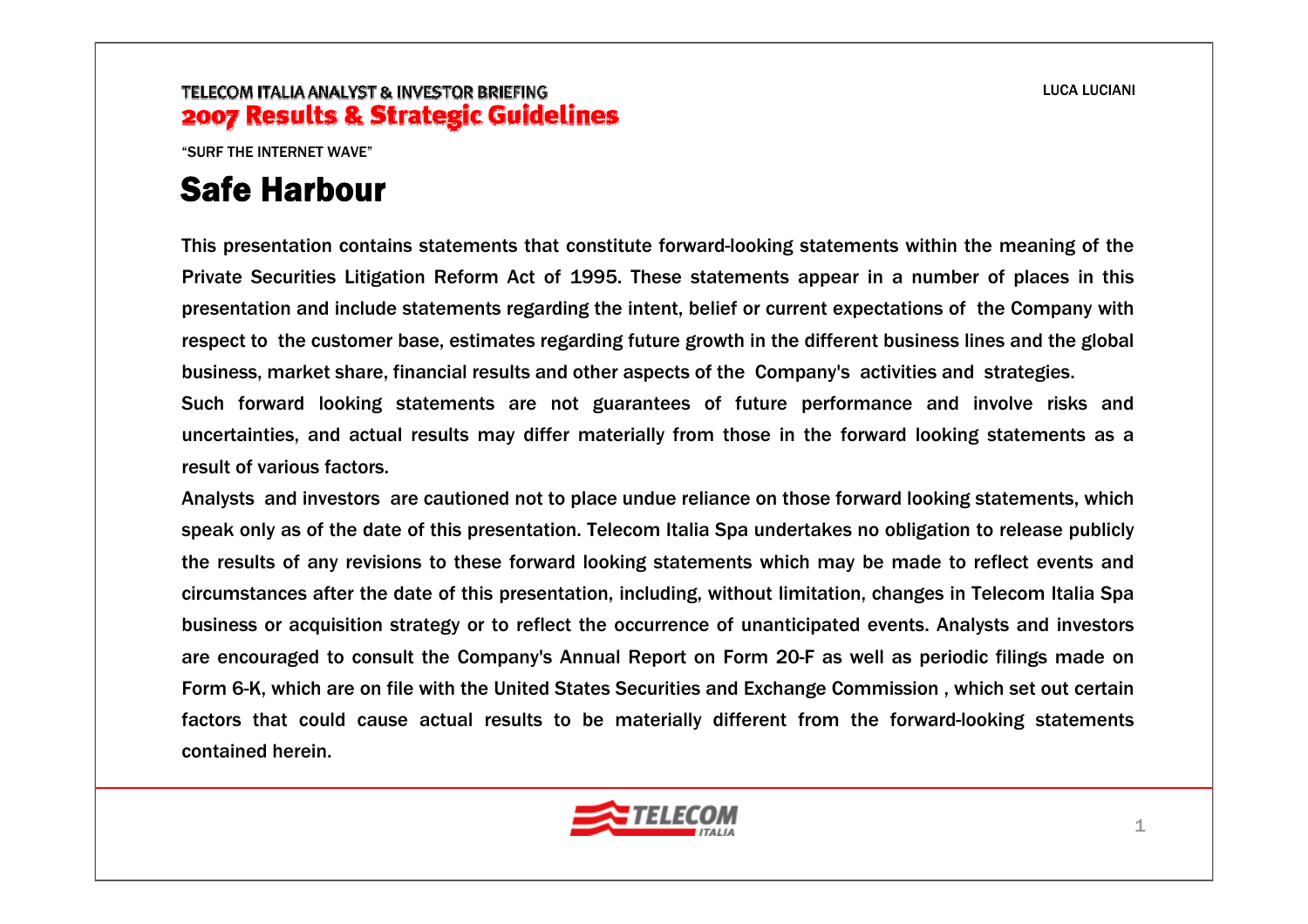# Safe Harbour

This presentation contains statements that constitute forward-looking statements within the meaning of the Private Securities Litigation Reform Act of 1995. These statements appear in a number of places in this presentation and include statements regarding the intent, belief or current expectations of the Company with respect to the customer base, estimates regarding future growth in the different business lines and the global business, market share, financial results and other aspects of the Company's activities and strategies.

Such forward looking statements are not guarantees of future performance and involve risks and uncertainties, and actual results may differ materially from those in the forward looking statements as a result of various factors.

Analysts and investors are cautioned not to place undue reliance on those forward looking statements, which speak only as of the date of this presentation. Telecom Italia Spa undertakes no obligation to release publicly the results of any revisions to these forward looking statements which may be made to reflect events and circumstances after the date of this presentation, including, without limitation, changes in Telecom Italia Spa business or acquisition strategy or to reflect the occurrence of unanticipated events. Analysts and investors are encouraged to consult the Company's Annual Report on Form 20-F as well as periodic filings made on Form 6-K, which are on file with the United States Securities and Exchange Commission , which set out certain factors that could cause actual results to be materially different from the forward-looking statements contained herein.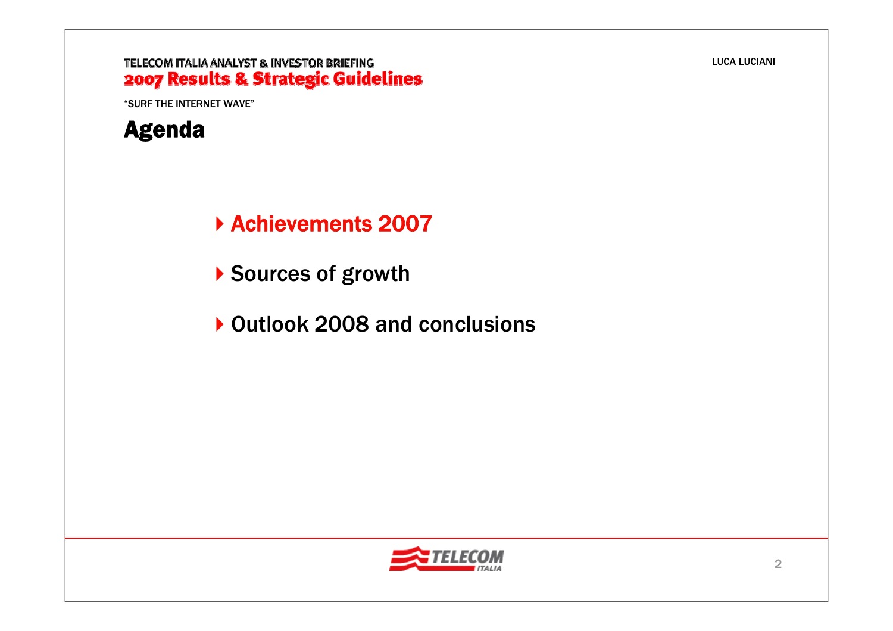# Agenda

- Achievements 2007
- Sources of growth
- Outlook 2008 and conclusions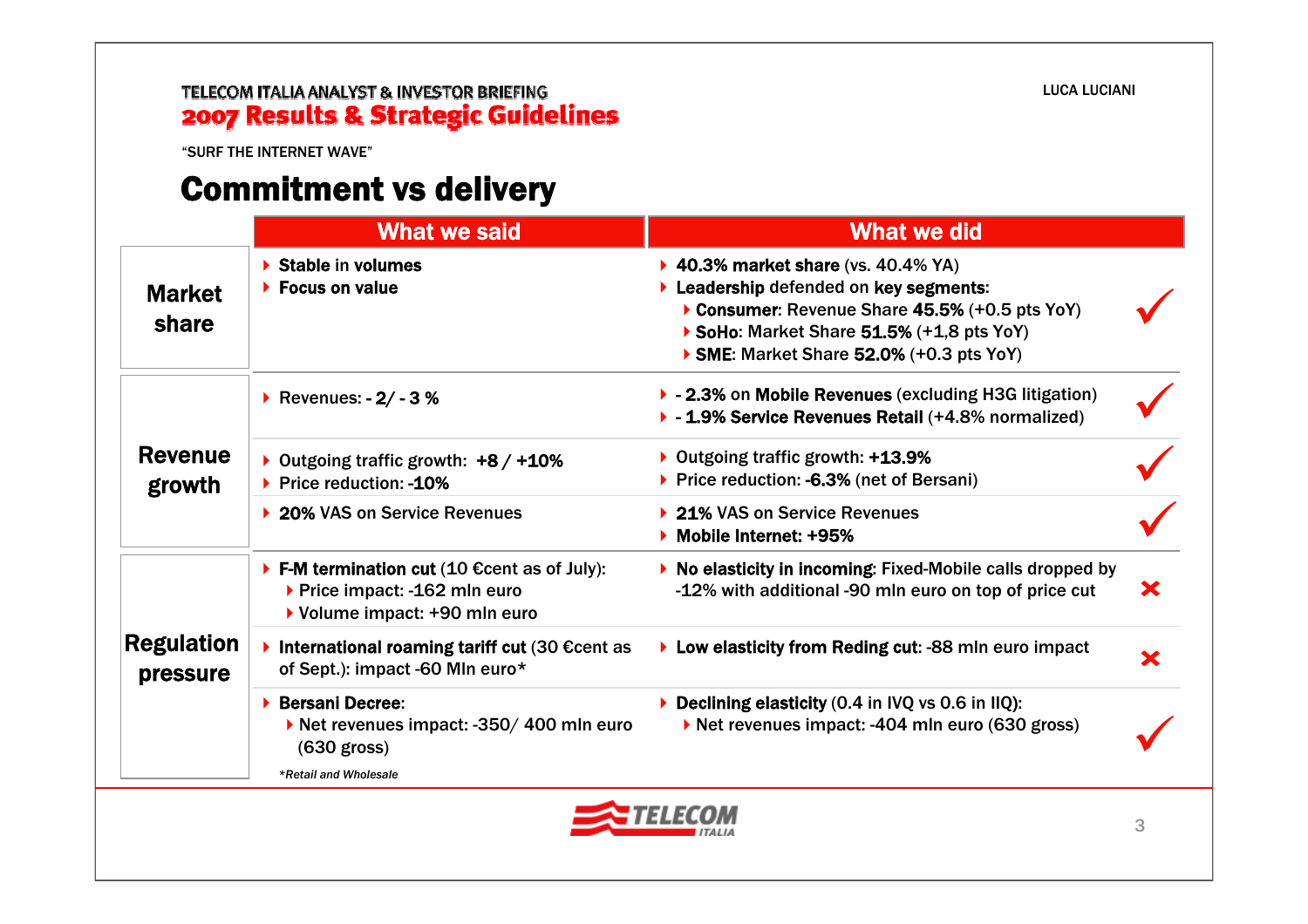TELECOM ITALIA ANALYST & INVESTOR BRIEFING
**2007 Results & Strategic Guidelines**

"SURF THE INTERNET WAVE"

LUCA LUCIANI

# Commitment vs delivery

| | What we said | What we did | |
|---|---|---|---|
| **Market share** | ▸ **Stable** in **volumes**<br>▸ **Focus on value** | ▸ **40.3% market share** (vs. 40.4% YA)<br>▸ **Leadership** defended on **key segments**:<br>  ▸ **Consumer**: Revenue Share **45.5%** (+0.5 pts YoY)<br>  ▸ **SoHo**: Market Share **51.5%** (+1,8 pts YoY)<br>  ▸ **SME**: Market Share **52.0%** (+0.3 pts YoY) | ✓ |
| **Revenue growth** | ▸ Revenues: **- 2/ - 3 %** | ▸ **- 2.3%** on **Mobile Revenues** (excluding H3G litigation)<br>▸ **- 1.9% Service Revenues Retail** (+4.8% normalized) | ✓ |
| | ▸ Outgoing traffic growth: **+8 / +10%**<br>▸ Price reduction: **-10%** | ▸ Outgoing traffic growth: **+13.9%**<br>▸ Price reduction: **-6.3%** (net of Bersani) | ✓ |
| | ▸ **20%** VAS on Service Revenues | ▸ **21%** VAS on Service Revenues<br>▸ **Mobile Internet: +95%** | ✓ |
| **Regulation pressure** | ▸ **F-M termination cut** (10 €cent as of July):<br>  ▸ Price impact: -162 mln euro<br>  ▸ Volume impact: +90 mln euro | ▸ **No elasticity in incoming**: Fixed-Mobile calls dropped by -12% with additional -90 mln euro on top of price cut | ✗ |
| | ▸ **International roaming tariff cut** (30 €cent as of Sept.): impact -60 Mln euro* | ▸ **Low elasticity from Reding cut**: -88 mln euro impact | ✗ |
| | ▸ **Bersani Decree**:<br>  ▸ Net revenues impact: -350/ 400 mln euro (630 gross) | ▸ **Declining elasticity** (0.4 in IVQ vs 0.6 in IIQ):<br>  ▸ Net revenues impact: -404 mln euro (630 gross) | ✓ |

*\*Retail and Wholesale*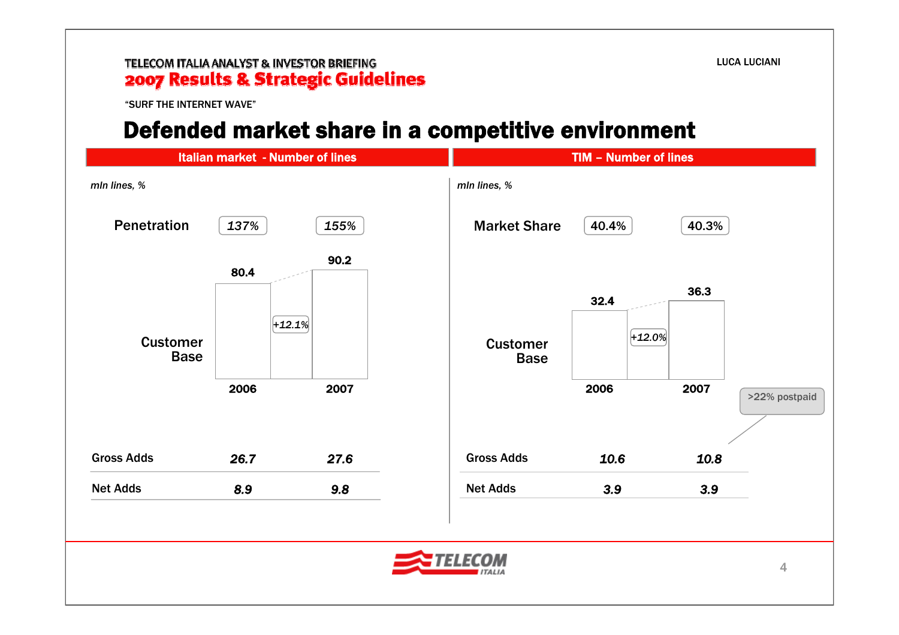# Defended market share in a competitive environment

## Italian market - Number of lines

*mln lines, %*

| | 2006 | 2007 |
|---|---|---|
| Penetration | 137% | 155% |
| Customer Base | 80.4 | 90.2 |
| Gross Adds | 26.7 | 27.6 |
| Net Adds | 8.9 | 9.8 |

Customer Base growth: +12.1%

## TIM – Number of lines

*mln lines, %*

| | 2006 | 2007 |
|---|---|---|
| Market Share | 40.4% | 40.3% |
| Customer Base | 32.4 | 36.3 |
| Gross Adds | 10.6 | 10.8 |
| Net Adds | 3.9 | 3.9 |

Customer Base growth: +12.0%

>22% postpaid (2007 Gross Adds)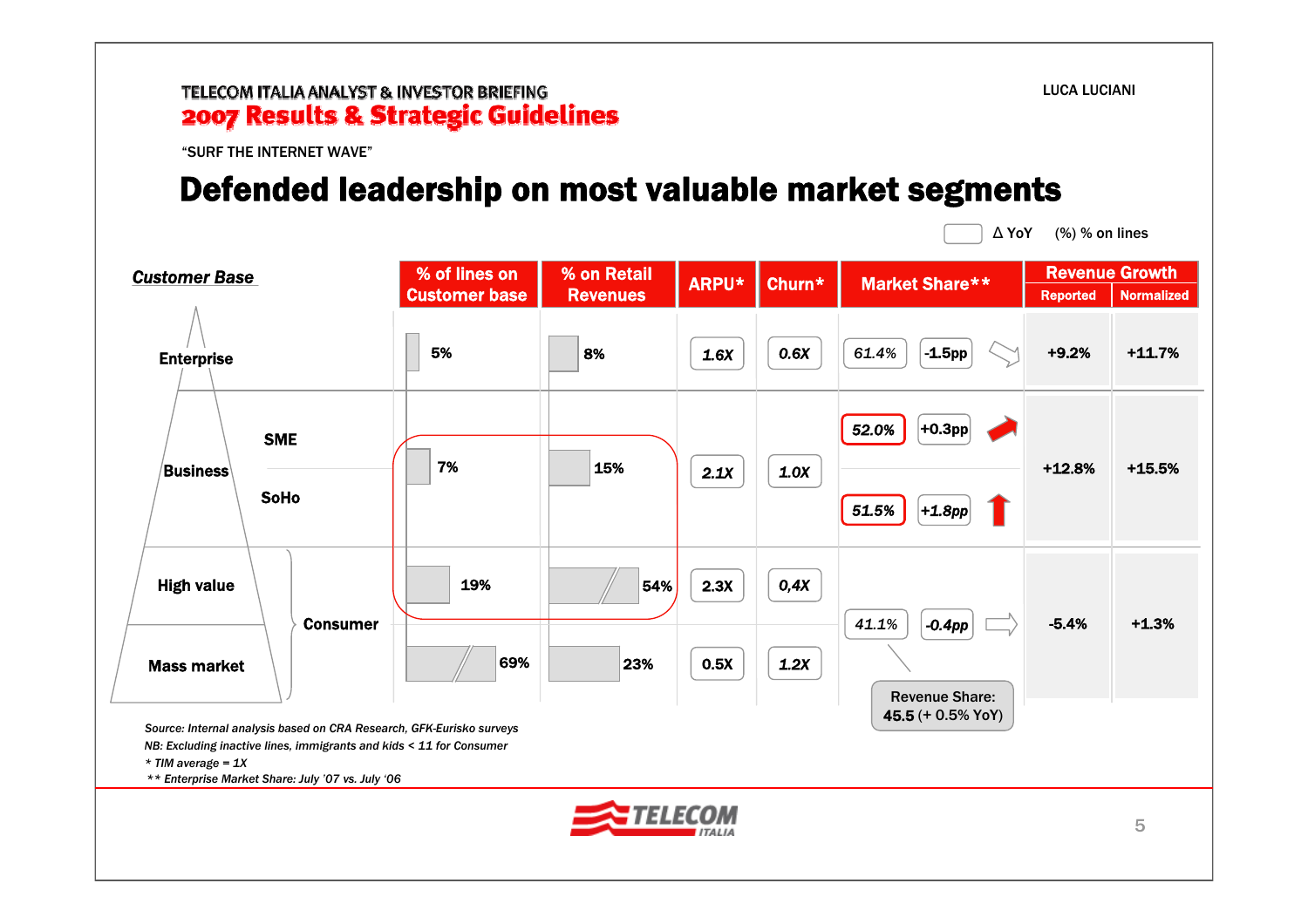TELECOM ITALIA ANALYST & INVESTOR BRIEFING
**2007 Results & Strategic Guidelines**

LUCA LUCIANI

"SURF THE INTERNET WAVE"

# Defended leadership on most valuable market segments

▭ Δ YoY (%) % on lines

| Customer Base | | % of lines on Customer base | % on Retail Revenues | ARPU* | Churn* | Market Share** | | | Revenue Growth Reported | Revenue Growth Normalized |
|---|---|---|---|---|---|---|---|---|---|---|
| Enterprise | | 5% | 8% | 1.6X | 0.6X | 61.4% | -1.5pp | ⇨ | +9.2% | +11.7% |
| Business | SME | 7% | 15% | 2.1X | 1.0X | 52.0% | +0.3pp | ↗ | +12.8% | +15.5% |
| | SoHo | | | | | 51.5% | +1.8pp | ↑ | | |
| Consumer | High value | 19% | 54% | 2.3X | 0,4X | 41.1% | -0.4pp | ⇨ | -5.4% | +1.3% |
| | Mass market | 69% | 23% | 0.5X | 1.2X | | | | | |

Revenue Share: 45.5 (+ 0.5% YoY)

*Source: Internal analysis based on CRA Research, GFK-Eurisko surveys*
*NB: Excluding inactive lines, immigrants and kids < 11 for Consumer*
*\* TIM average = 1X*
*\*\* Enterprise Market Share: July '07 vs. July '06*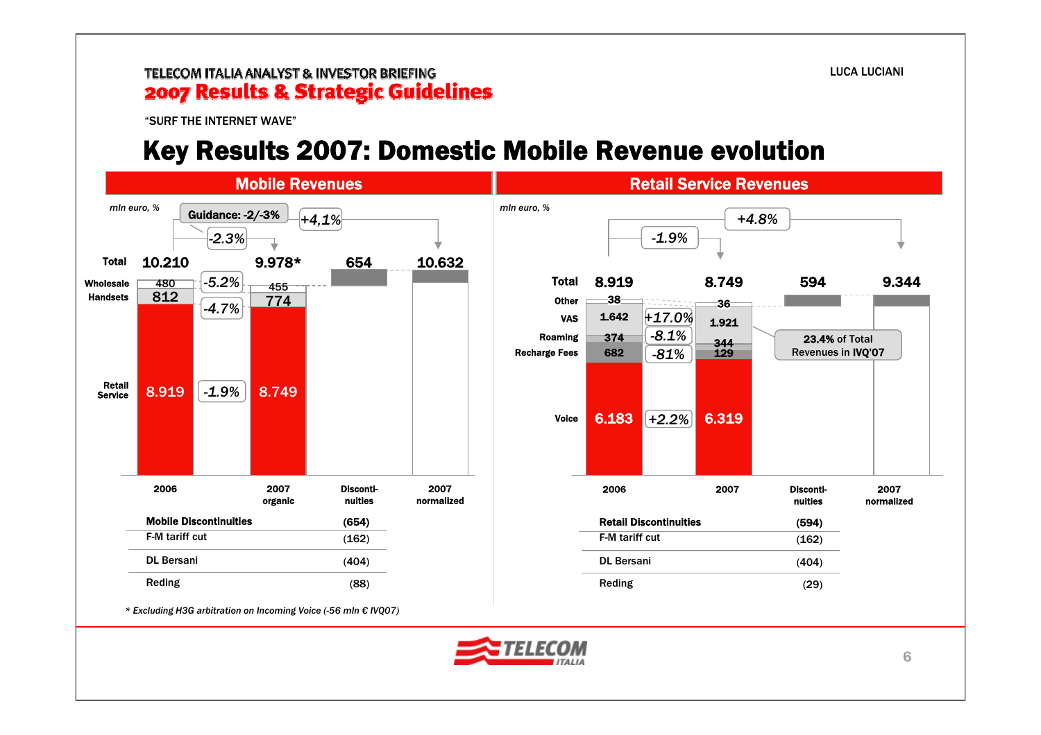# Key Results 2007: Domestic Mobile Revenue evolution

## Mobile Revenues

mln euro, %

Guidance: -2/-3%

| | 2006 | | 2007 organic | Disconti-nuities | 2007 normalized |
|---|---|---|---|---|---|
| Total | 10.210 | -2.3% | 9.978* | 654 | 10.632 |
| Wholesale | 480 | -5.2% | 455 | | |
| Handsets | 812 | -4.7% | 774 | | |
| Retail Service | 8.919 | -1.9% | 8.749 | | |

2006 vs 2007 normalized: +4,1%

| Mobile Discontinuities | (654) |
|---|---|
| F-M tariff cut | (162) |
| DL Bersani | (404) |
| Reding | (88) |

*\* Excluding H3G arbitration on Incoming Voice (-56 mln € IVQ07)*

## Retail Service Revenues

mln euro, %

| | 2006 | | 2007 | Disconti-nuities | 2007 normalized |
|---|---|---|---|---|---|
| Total | 8.919 | -1.9% | 8.749 | 594 | 9.344 |
| Other | 38 | | 36 | | |
| VAS | 1.642 | +17.0% | 1.921 | | |
| Roaming | 374 | -8.1% | 344 | | |
| Recharge Fees | 682 | -81% | 129 | | |
| Voice | 6.183 | +2.2% | 6.319 | | |

2006 vs 2007 normalized: +4.8%

VAS: 23.4% of Total Revenues in IVQ'07

| Retail Discontinuities | (594) |
|---|---|
| F-M tariff cut | (162) |
| DL Bersani | (404) |
| Reding | (29) |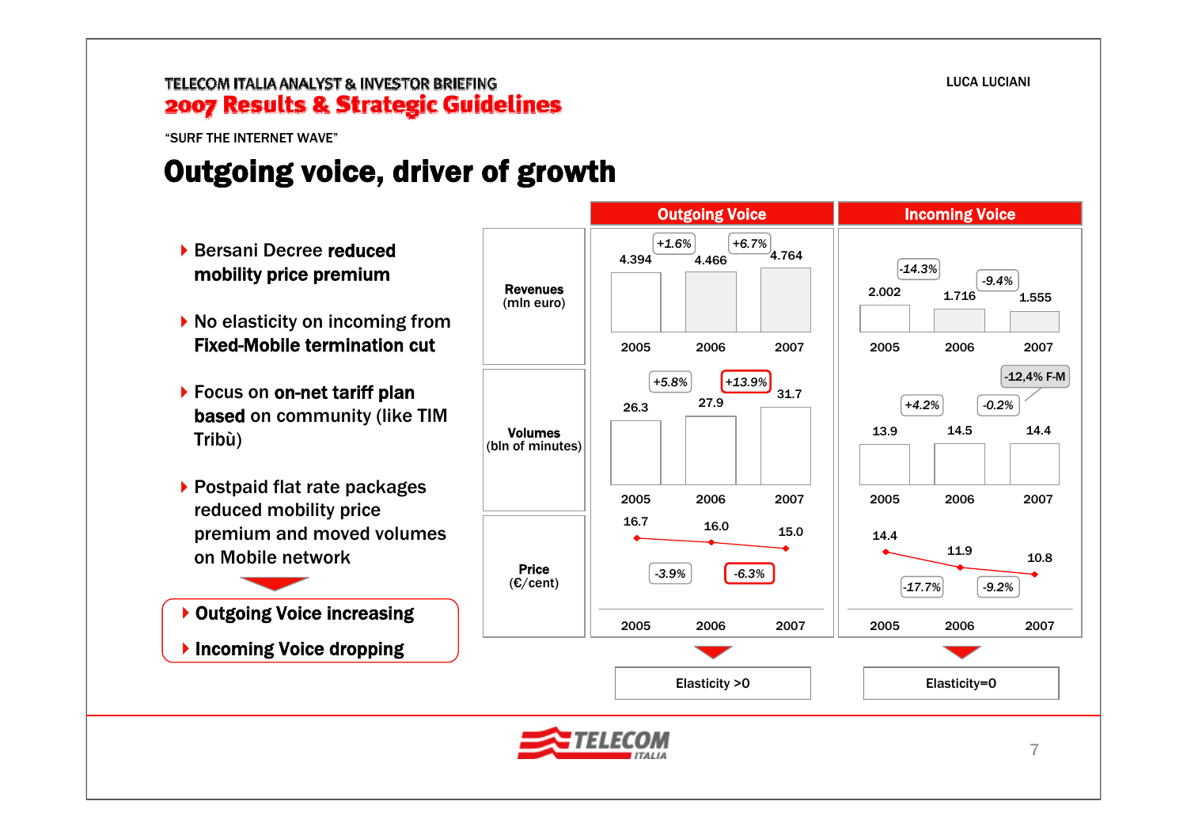TELECOM ITALIA ANALYST & INVESTOR BRIEFING

**2007 Results & Strategic Guidelines**

"SURF THE INTERNET WAVE"

# Outgoing voice, driver of growth

- Bersani Decree **reduced mobility price premium**
- No elasticity on incoming from **Fixed-Mobile termination cut**
- Focus on **on-net tariff plan based** on community (like TIM Tribù)
- Postpaid flat rate packages reduced mobility price premium and moved volumes on Mobile network

- **Outgoing Voice increasing**
- **Incoming Voice dropping**

| | Outgoing Voice | | | Incoming Voice | | |
|---|---|---|---|---|---|---|
| | 2005 | 2006 | 2007 | 2005 | 2006 | 2007 |
| **Revenues** (mln euro) | 4.394 | 4.466 (+1.6%) | 4.764 (+6.7%) | 2.002 | 1.716 (-14.3%) | 1.555 (-9.4%) |
| **Volumes** (bln of minutes) | 26.3 | 27.9 (+5.8%) | 31.7 (+13.9%) | 13.9 | 14.5 (+4.2%) | 14.4 (-0.2%; -12,4% F-M) |
| **Price** (€/cent) | 16.7 | 16.0 (-3.9%) | 15.0 (-6.3%) | 14.4 | 11.9 (-17.7%) | 10.8 (-9.2%) |
| | Elasticity >0 | | | Elasticity=0 | | |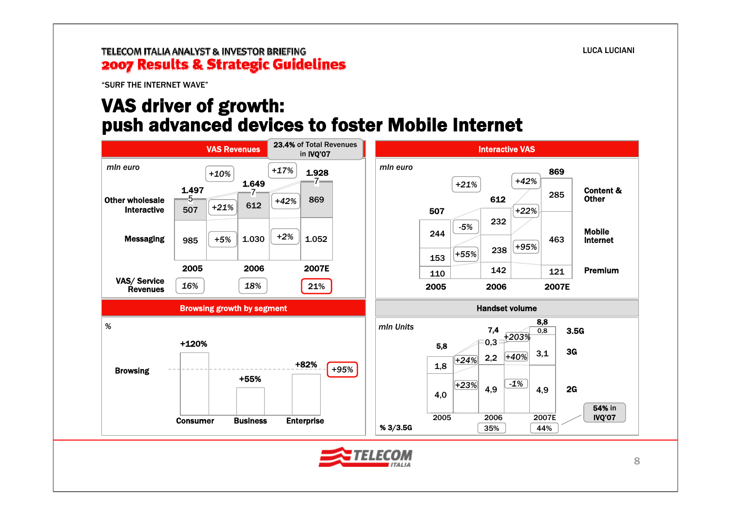“SURF THE INTERNET WAVE”

# VAS driver of growth: push advanced devices to foster Mobile Internet

## VAS Revenues

23.4% of Total Revenues in IVQ'07

mln euro

| | 2005 | | 2006 | | 2007E |
|---|---|---|---|---|---|
| Total | 1.497 | +10% | 1.649 | +17% | 1.928 |
| Other wholesale | 5 | | 7 | | 7 |
| Interactive | 507 | +21% | 612 | +42% | 869 |
| Messaging | 985 | +5% | 1.030 | +2% | 1.052 |
| VAS/ Service Revenues | 16% | | 18% | | 21% |

## Interactive VAS

mln euro

| | 2005 | | 2006 | | 2007E |
|---|---|---|---|---|---|
| Total | 507 | +21% | 612 | +42% | 869 |
| Content & Other | 244 | -5% | 232 | +22% | 285 |
| Mobile Internet | 153 | +55% | 238 | +95% | 463 |
| Premium | 110 | | 142 | | 121 |

## Browsing growth by segment

%

| | Consumer | Business | Enterprise | Total |
|---|---|---|---|---|
| Browsing | +120% | +55% | +82% | +95% |

## Handset volume

mln Units

| | 2005 | | 2006 | | 2007E |
|---|---|---|---|---|---|
| Total | 5,8 | | 7,4 | | 8,8 |
| 3.5G | | | 0,3 | +203% | 0,8 |
| 3G | 1,8 | +24% | 2,2 | +40% | 3,1 |
| 2G | 4,0 | +23% | 4,9 | -1% | 4,9 |
| % 3/3.5G | | | 35% | | 44% |

54% in IVQ'07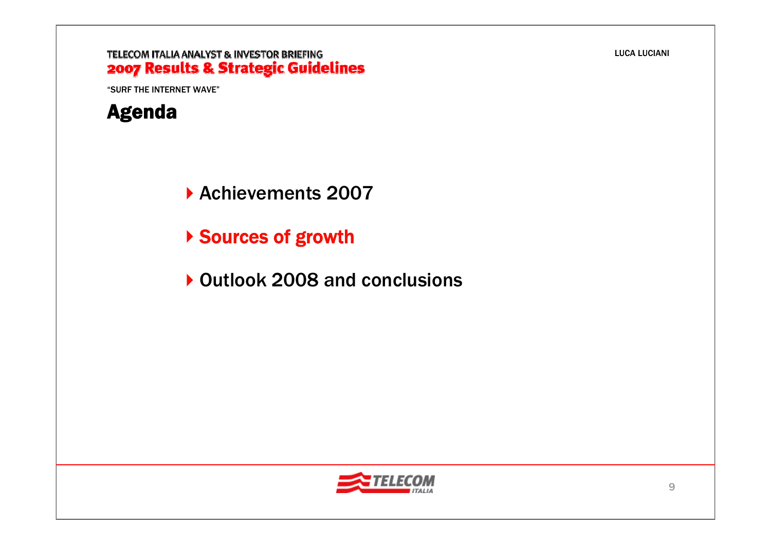# Agenda

- Achievements 2007
- **Sources of growth**
- Outlook 2008 and conclusions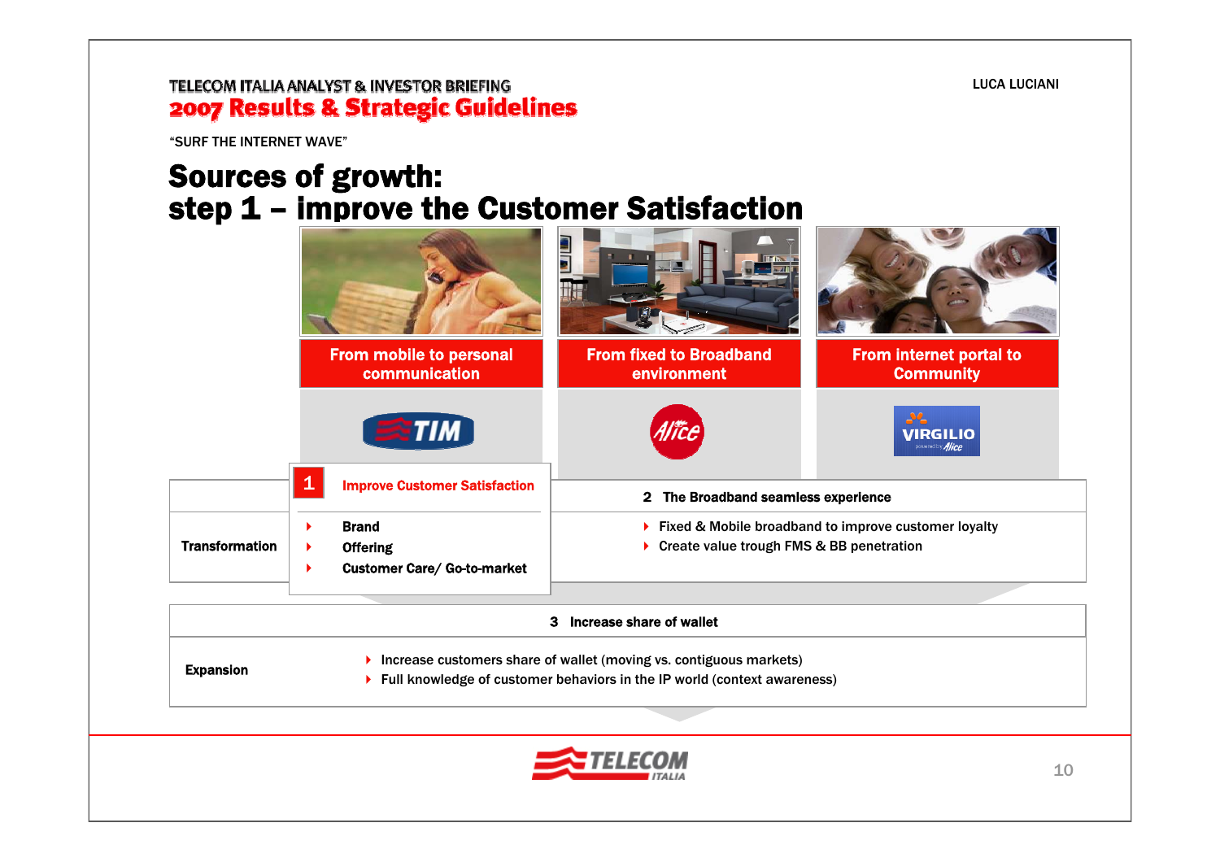"SURF THE INTERNET WAVE"

# Sources of growth: step 1 – improve the Customer Satisfaction

| From mobile to personal communication | From fixed to Broadband environment | From internet portal to Community |
|---|---|---|
| TIM | Alice | VIRGILIO powered by Alice |

| | 1 Improve Customer Satisfaction | 2 The Broadband seamless experience |
|---|---|---|
| **Transformation** | ‣ Brand<br>‣ Offering<br>‣ Customer Care/ Go-to-market | ‣ Fixed & Mobile broadband to improve customer loyalty<br>‣ Create value trough FMS & BB penetration |

| | 3 Increase share of wallet |
|---|---|
| **Expansion** | ‣ Increase customers share of wallet (moving vs. contiguous markets)<br>‣ Full knowledge of customer behaviors in the IP world (context awareness) |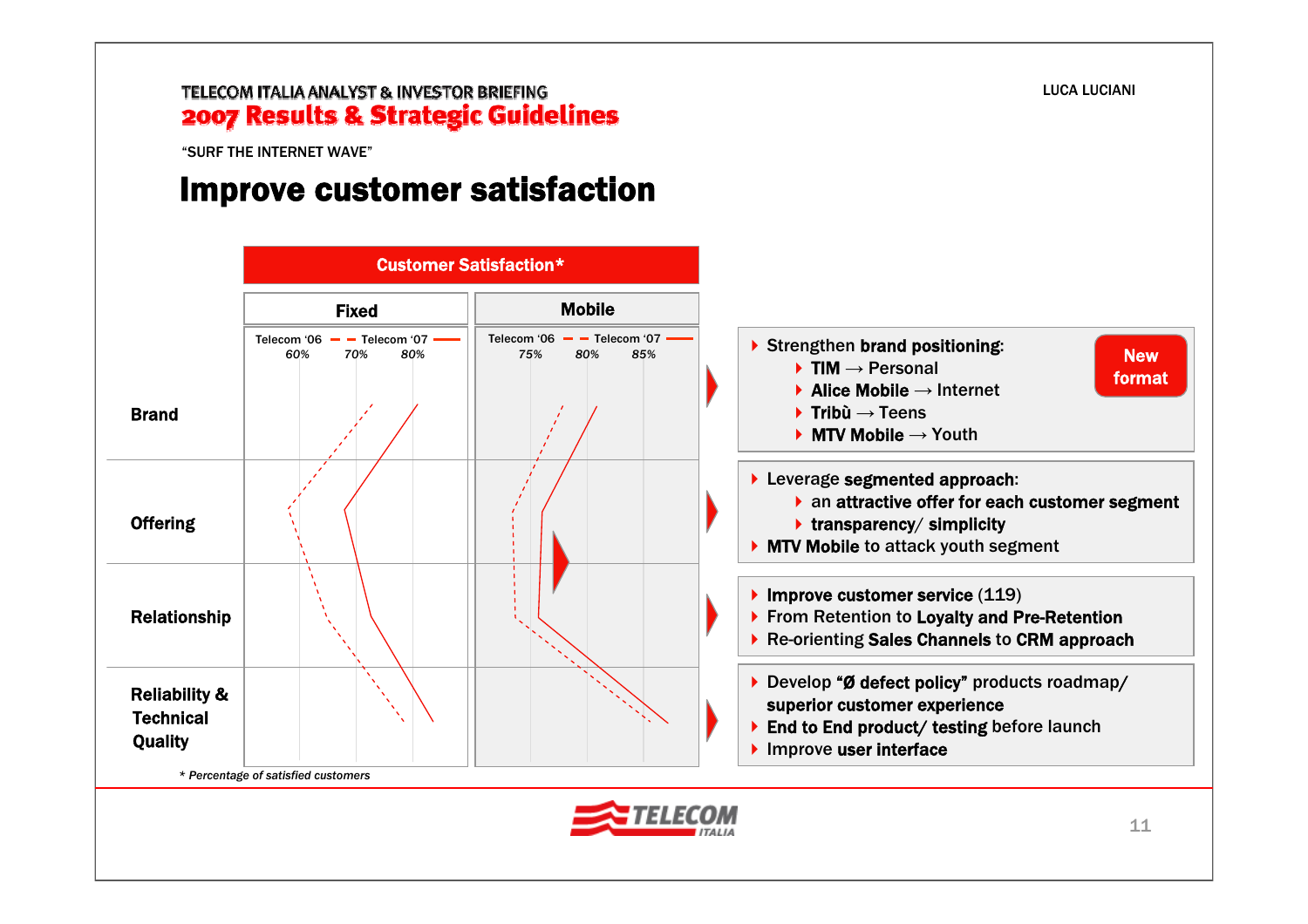TELECOM ITALIA ANALYST & INVESTOR BRIEFING
**2007 Results & Strategic Guidelines**

"SURF THE INTERNET WAVE"

# Improve customer satisfaction

**Customer Satisfaction***

| | Fixed (Telecom '06 - - / Telecom '07 —; scale 60% 70% 80%) | Mobile (Telecom '06 - - / Telecom '07 —; scale 75% 80% 85%) |
|---|---|---|
| Brand | | |
| Offering | | |
| Relationship | | |
| Reliability & Technical Quality | | |

*\* Percentage of satisfied customers*

**New format**

- Strengthen **brand positioning**:
  - **TIM** → Personal
  - **Alice Mobile** → Internet
  - **Tribù** → Teens
  - **MTV Mobile** → Youth

- Leverage **segmented approach**:
  - an **attractive offer for each customer segment**
  - **transparency/ simplicity**
- **MTV Mobile** to attack youth segment

- **Improve customer service** (119)
- From Retention to **Loyalty and Pre-Retention**
- Re-orienting **Sales Channels** to **CRM approach**

- Develop **"Ø defect policy"** products roadmap/ **superior customer experience**
- **End to End product/ testing** before launch
- Improve **user interface**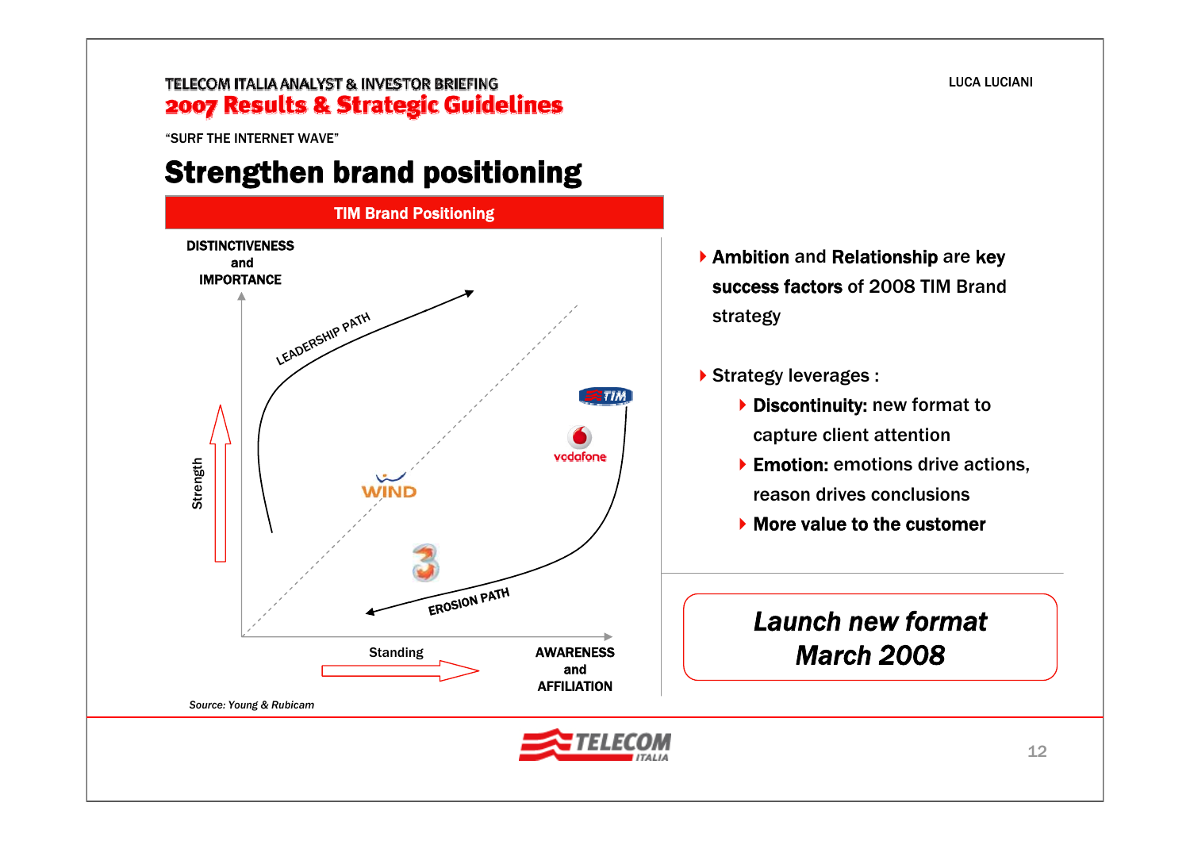"SURF THE INTERNET WAVE"

# Strengthen brand positioning

**TIM Brand Positioning**

DISTINCTIVENESS and IMPORTANCE

LEADERSHIP PATH

TIM

vodafone

WIND

3

EROSION PATH

Strength

Standing

AWARENESS and AFFILIATION

*Source: Young & Rubicam*

- **Ambition** and **Relationship** are **key success factors** of 2008 TIM Brand strategy
- Strategy leverages :
  - **Discontinuity:** new format to capture client attention
  - **Emotion:** emotions drive actions, reason drives conclusions
  - **More value to the customer**

***Launch new format March 2008***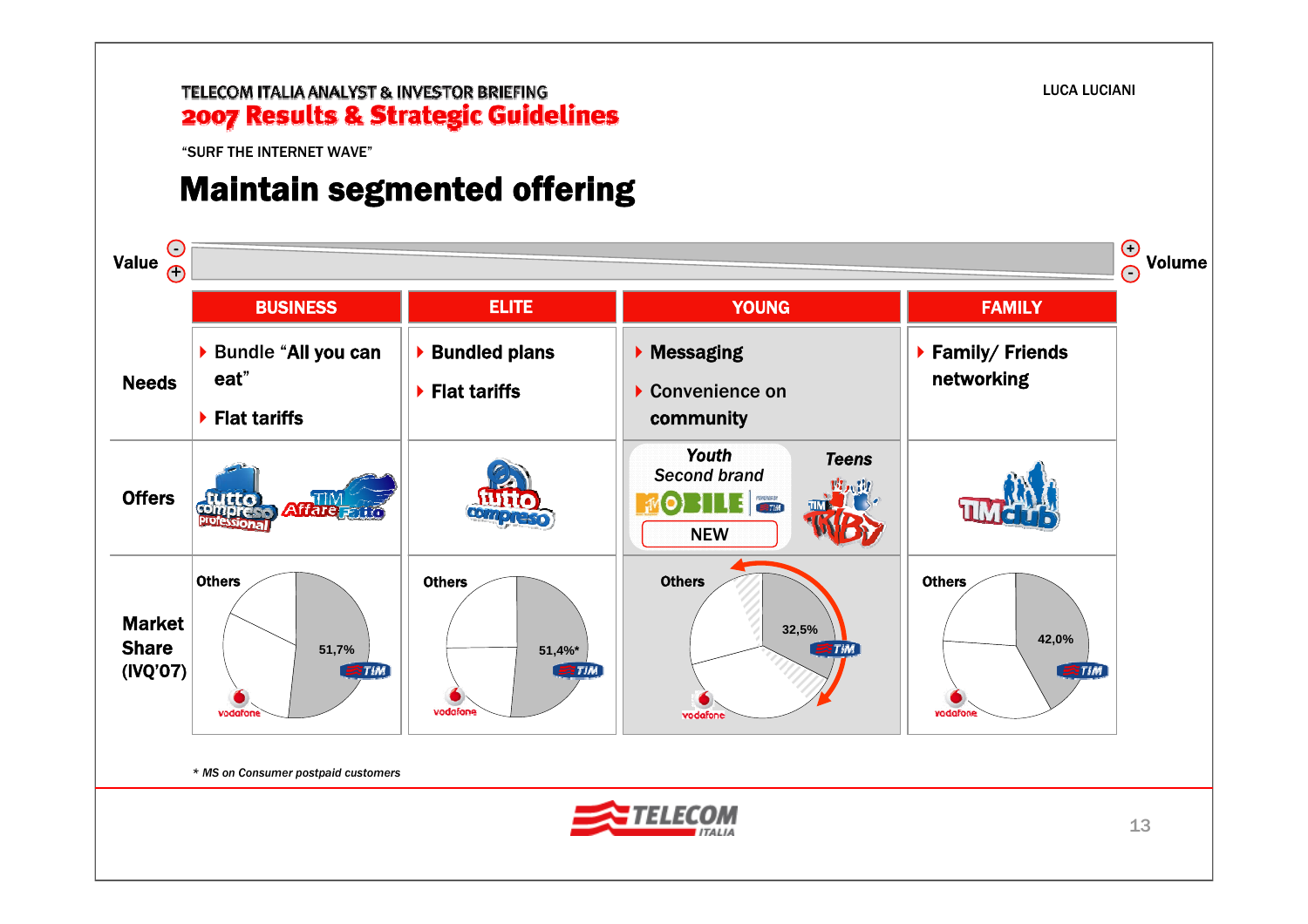TELECOM ITALIA ANALYST & INVESTOR BRIEFING
**2007 Results & Strategic Guidelines**

LUCA LUCIANI

"SURF THE INTERNET WAVE"

# Maintain segmented offering

Value (- / +) ◄──────────────► Volume (+ / -)

| | BUSINESS | ELITE | YOUNG | FAMILY |
|---|---|---|---|---|
| **Needs** | Bundle "**All you can eat**"<br>**Flat tariffs** | **Bundled plans**<br>**Flat tariffs** | **Messaging**<br>Convenience on **community** | **Family/ Friends networking** |
| **Offers** | tutto compreso professional; TIM Affare Fatto | tutto compreso | *Youth* *Second brand*: MTV MOBILE (NEW); *Teens*: TIM TRIBU' | TIM club |
| **Market Share (IVQ'07)** | TIM 51,7%; Others; Vodafone | TIM 51,4%*; Others; Vodafone | TIM 32,5%; Others; Vodafone | TIM 42,0%; Others; Vodafone |

*\* MS on Consumer postpaid customers*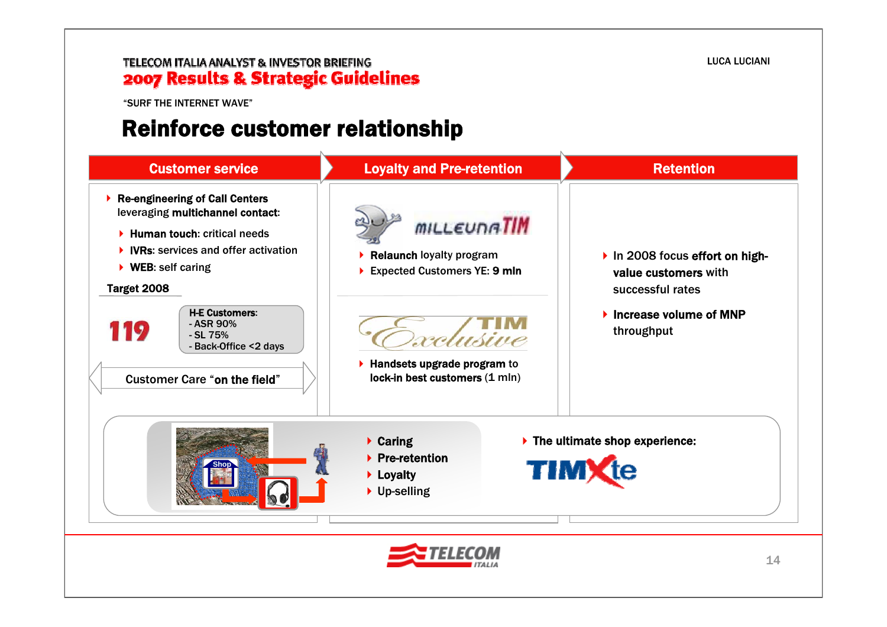"SURF THE INTERNET WAVE"

# Reinforce customer relationship

## Customer service

- **Re-engineering of Call Centers** leveraging **multichannel contact**:
  - **Human touch**: critical needs
  - **IVRs**: services and offer activation
  - **WEB**: self caring

**Target 2008**

**119**

**H-E Customers:**
- ASR 90%
- SL 75%
- Back-Office <2 days

Customer Care "**on the field**"

## Loyalty and Pre-retention

MILLEUNATIM

- **Relaunch** loyalty program
- Expected Customers YE: **9 mln**

TIM Exclusive

- **Handsets upgrade program** to **lock-in best customers** (1 mln)

## Retention

- In 2008 focus **effort on high-value customers** with successful rates
- **Increase volume of MNP** throughput

---

Shop

- **Caring**
- **Pre-retention**
- **Loyalty**
- Up-selling

- **The ultimate shop experience:**

TIMXte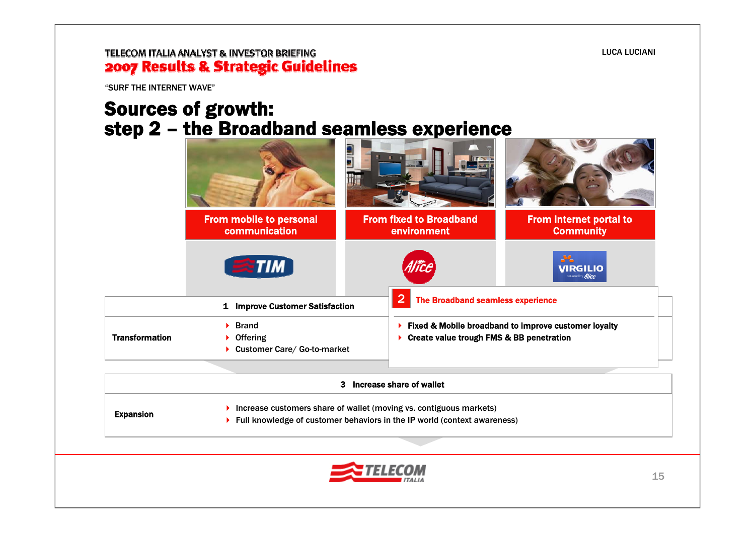"SURF THE INTERNET WAVE"

# Sources of growth:
# step 2 – the Broadband seamless experience

| From mobile to personal communication | From fixed to Broadband environment | From internet portal to Community |
|---|---|---|
| TIM | Alice | VIRGILIO powered by Alice |

**1 Improve Customer Satisfaction**

**Transformation**

- Brand
- Offering
- Customer Care/ Go-to-market

**2 The Broadband seamless experience**

- **Fixed & Mobile broadband to improve customer loyalty**
- **Create value trough FMS & BB penetration**

**3 Increase share of wallet**

**Expansion**

- Increase customers share of wallet (moving vs. contiguous markets)
- Full knowledge of customer behaviors in the IP world (context awareness)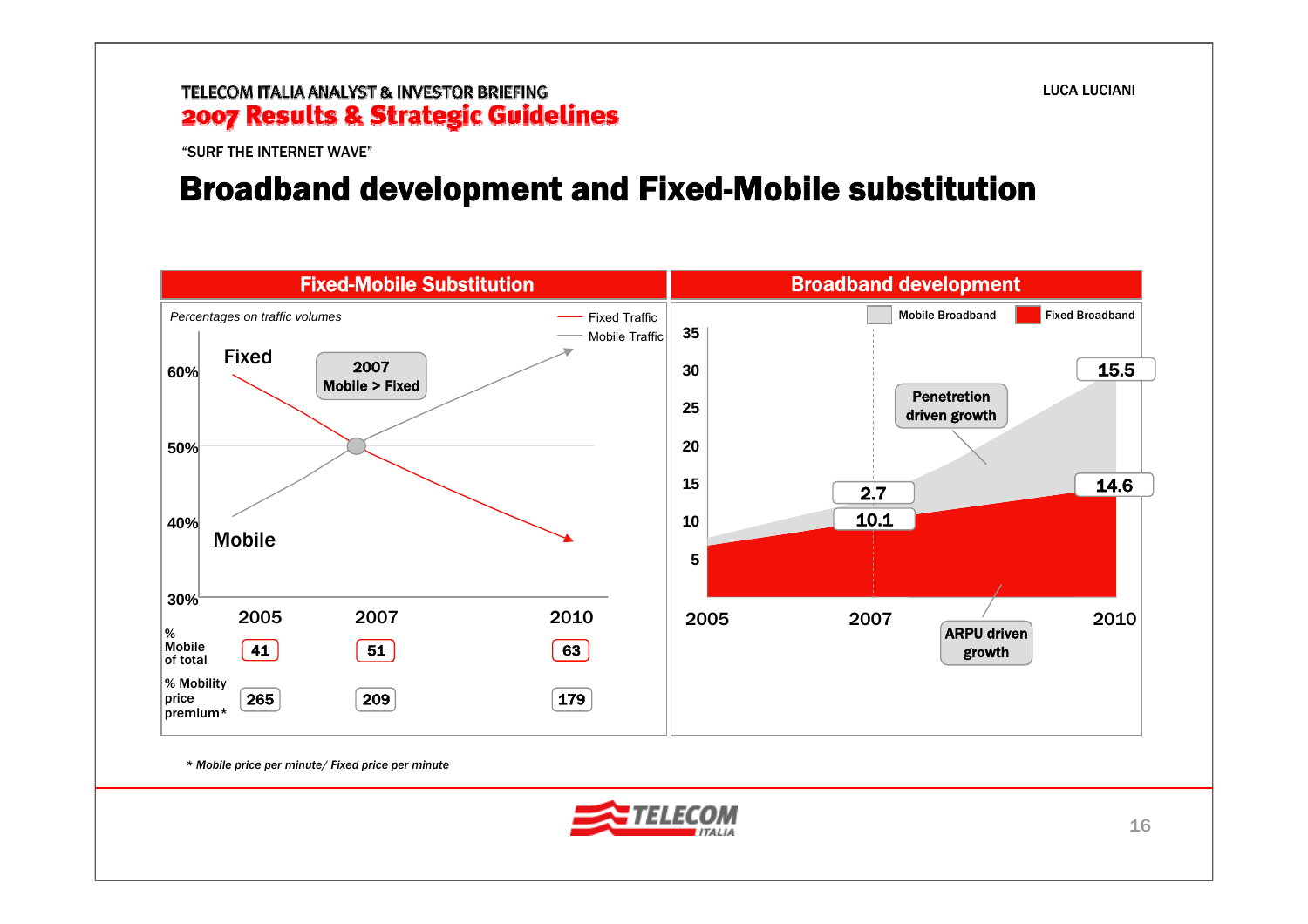"SURF THE INTERNET WAVE"

# Broadband development and Fixed-Mobile substitution

## Fixed-Mobile Substitution

*Percentages on traffic volumes*

Fixed Traffic / Mobile Traffic

2007 Mobile > Fixed

| | 2005 | 2007 | 2010 |
|---|---|---|---|
| % Mobile of total | 41 | 51 | 63 |
| % Mobility price premium* | 265 | 209 | 179 |

## Broadband development

Mobile Broadband / Fixed Broadband

| | 2007 | 2010 |
|---|---|---|
| Mobile Broadband | 2.7 | 15.5 |
| Fixed Broadband | 10.1 | 14.6 |

Penetretion driven growth

ARPU driven growth

*\* Mobile price per minute/ Fixed price per minute*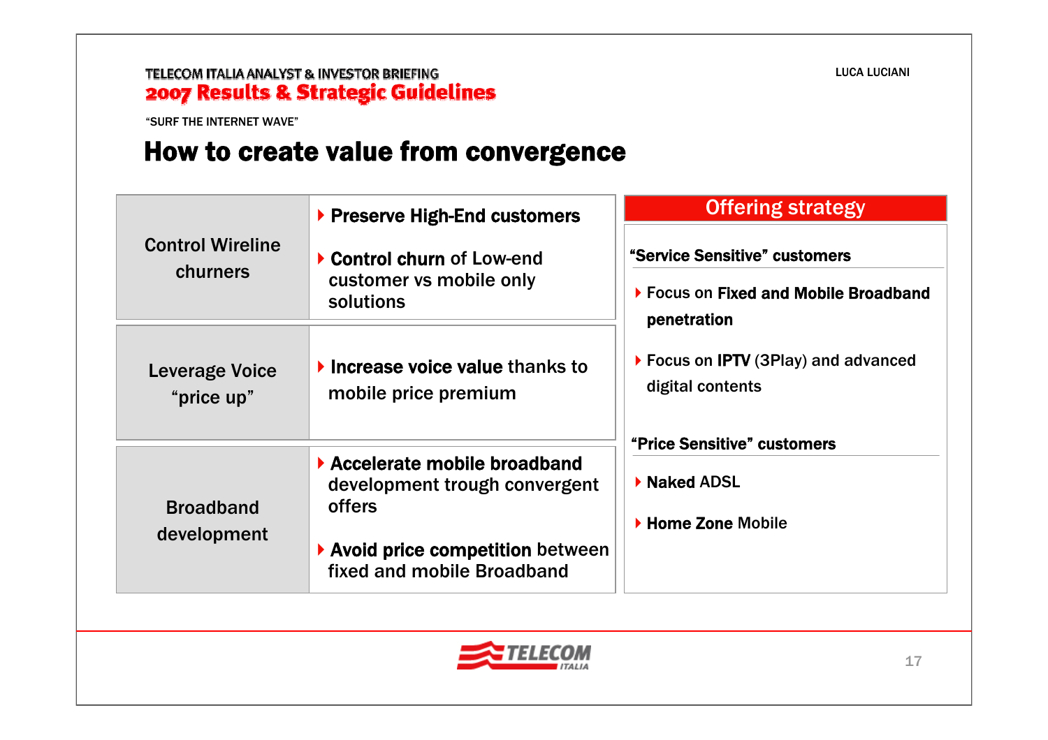"SURF THE INTERNET WAVE"

# How to create value from convergence

| | |
|---|---|
| Control Wireline churners | **Preserve High-End customers**<br><br>**Control churn** of Low-end customer vs mobile only solutions |
| Leverage Voice "price up" | **Increase voice value** thanks to mobile price premium |
| Broadband development | **Accelerate mobile broadband** development trough convergent offers<br><br>**Avoid price competition** between fixed and mobile Broadband |

## Offering strategy

**"Service Sensitive" customers**

- Focus on **Fixed and Mobile Broadband penetration**
- Focus on **IPTV** (3Play) and advanced digital contents

**"Price Sensitive" customers**

- **Naked** ADSL
- **Home Zone** Mobile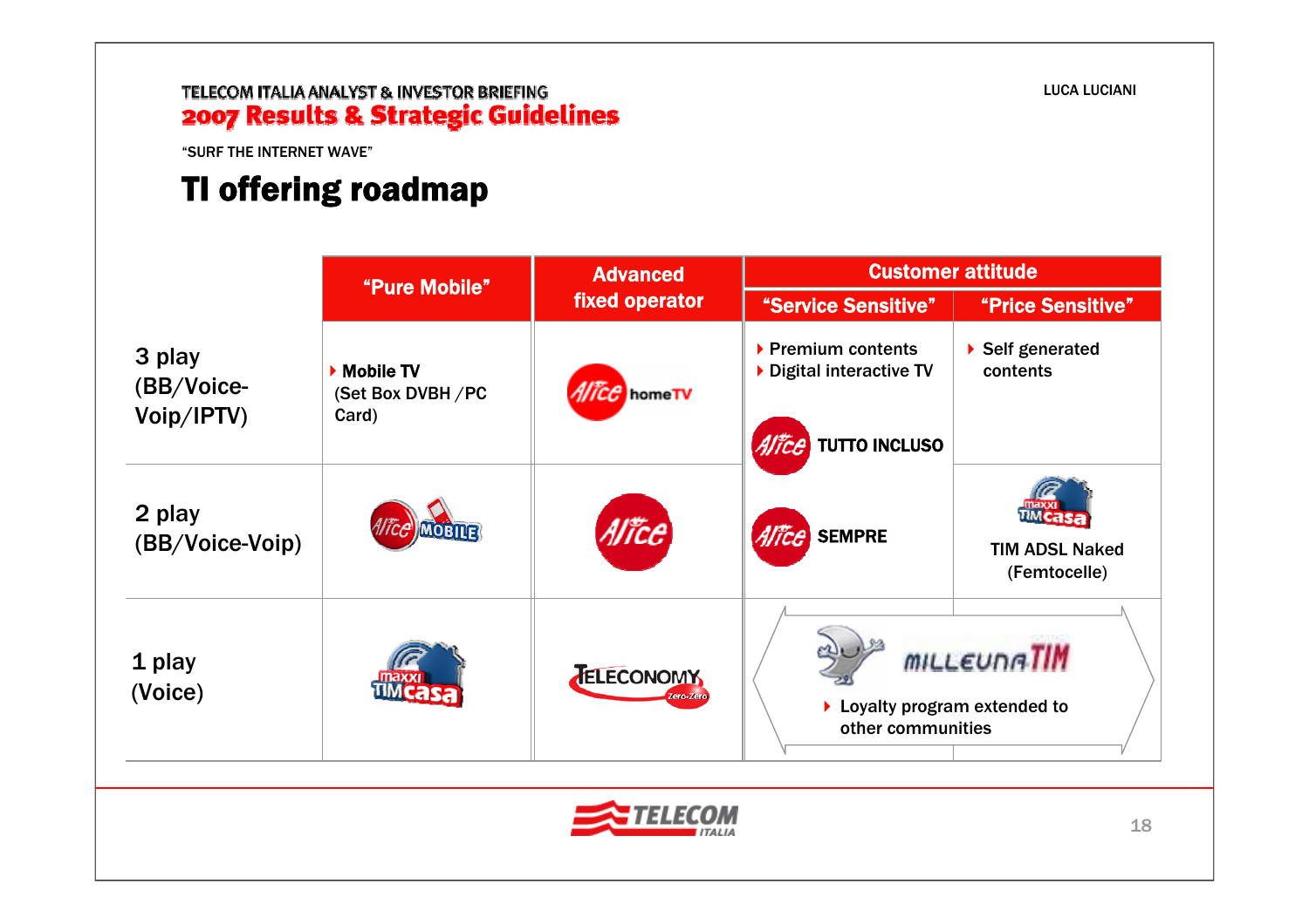"SURF THE INTERNET WAVE"

# TI offering roadmap

| | "Pure Mobile" | Advanced fixed operator | Customer attitude | |
|---|---|---|---|---|
| | | | "Service Sensitive" | "Price Sensitive" |
| 3 play (BB/Voice-Voip/IPTV) | Mobile TV (Set Box DVBH /PC Card) | Alice homeTV | Premium contents<br>Digital interactive TV<br>Alice TUTTO INCLUSO | Self generated contents |
| 2 play (BB/Voice-Voip) | Alice MOBILE | Alice | Alice SEMPRE | maxxi TIM casa<br>TIM ADSL Naked (Femtocelle) |
| 1 play (Voice) | maxxi TIM casa | TELECONOMY Zero-Zero | MILLEUNA TIM<br>Loyalty program extended to other communities | |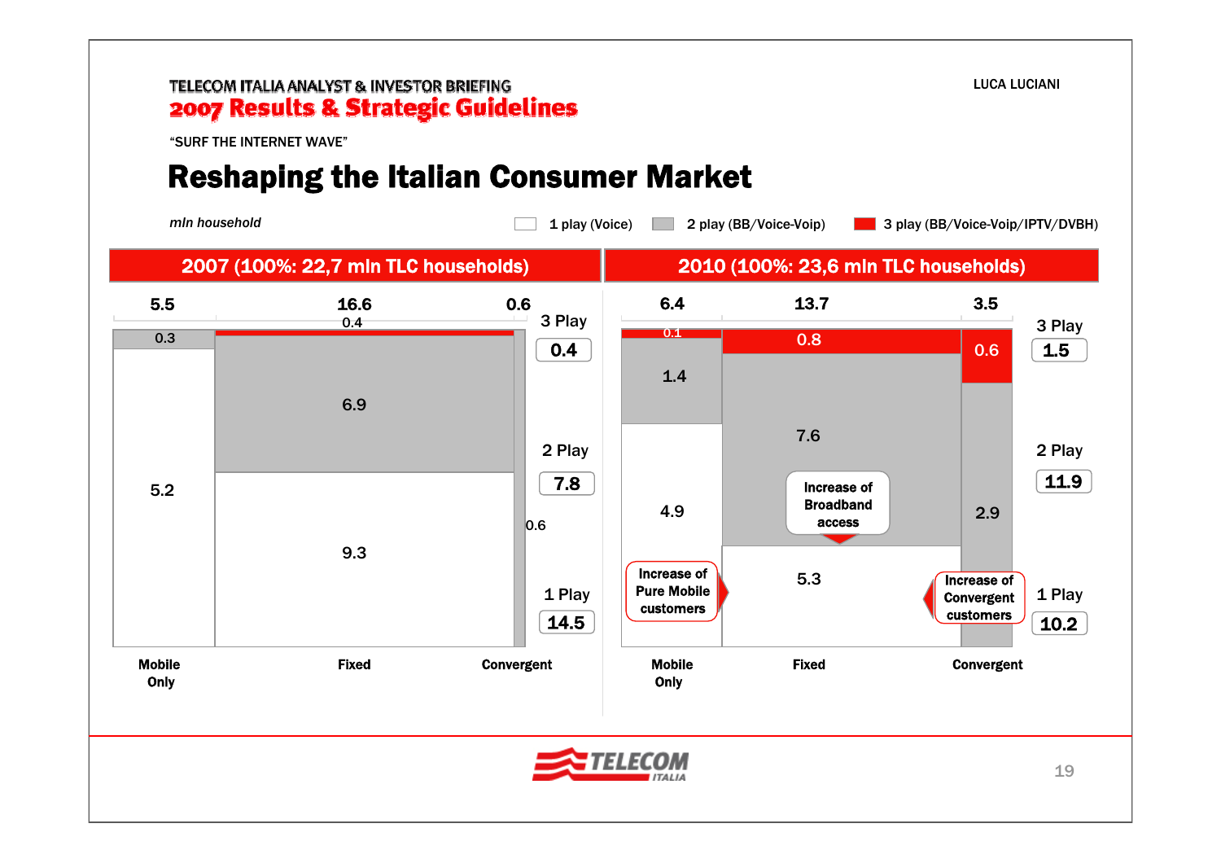TELECOM ITALIA ANALYST & INVESTOR BRIEFING
**2007 Results & Strategic Guidelines**

"SURF THE INTERNET WAVE"

# Reshaping the Italian Consumer Market

*mln household*

Legend: 1 play (Voice) · 2 play (BB/Voice-Voip) · 3 play (BB/Voice-Voip/IPTV/DVBH)

## 2007 (100%: 22,7 mln TLC households)

| | Mobile Only | Fixed | Convergent | Total |
|---|---|---|---|---|
| Total | 5.5 | 16.6 | 0.6 | |
| 3 Play | | 0.4 | | 0.4 |
| 2 Play | 0.3 | 6.9 | 0.6 | 7.8 |
| 1 Play | 5.2 | 9.3 | | 14.5 |

## 2010 (100%: 23,6 mln TLC households)

| | Mobile Only | Fixed | Convergent | Total |
|---|---|---|---|---|
| Total | 6.4 | 13.7 | 3.5 | |
| 3 Play | 0.1 | 0.8 | 0.6 | 1.5 |
| 2 Play | 1.4 | 7.6 | 2.9 | 11.9 |
| 1 Play | 4.9 | 5.3 | | 10.2 |

- Increase of Pure Mobile customers
- Increase of Broadband access
- Increase of Convergent customers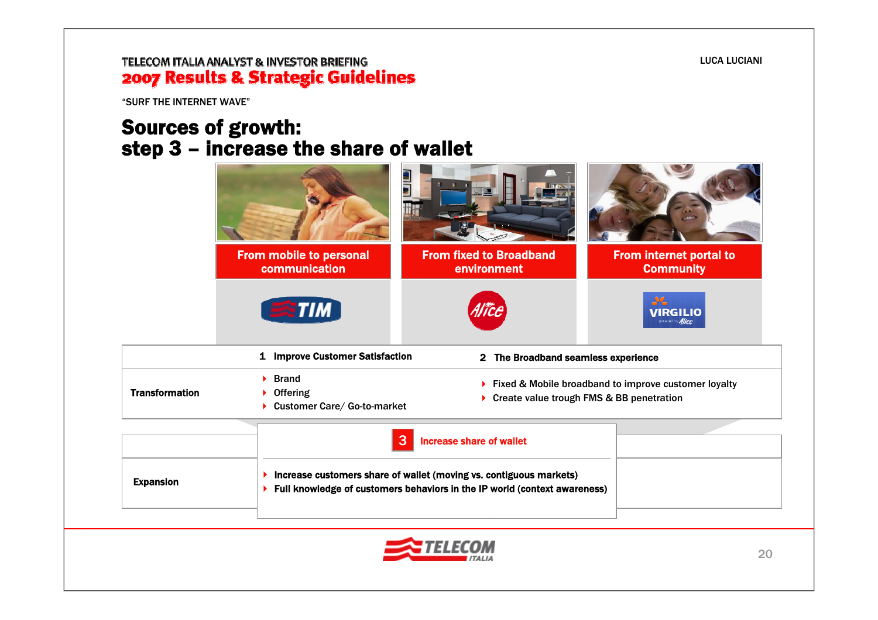"SURF THE INTERNET WAVE"

# Sources of growth: step 3 – increase the share of wallet

| From mobile to personal communication | From fixed to Broadband environment | From internet portal to Community |
|---|---|---|
| TIM | Alice | VIRGILIO powered by Alice |

| | 1 Improve Customer Satisfaction | 2 The Broadband seamless experience |
|---|---|---|
| **Transformation** | ▸ Brand<br>▸ Offering<br>▸ Customer Care/ Go-to-market | ▸ Fixed & Mobile broadband to improve customer loyalty<br>▸ Create value trough FMS & BB penetration |

| | 3 Increase share of wallet |
|---|---|
| **Expansion** | ▸ Increase customers share of wallet (moving vs. contiguous markets)<br>▸ Full knowledge of customers behaviors in the IP world (context awareness) |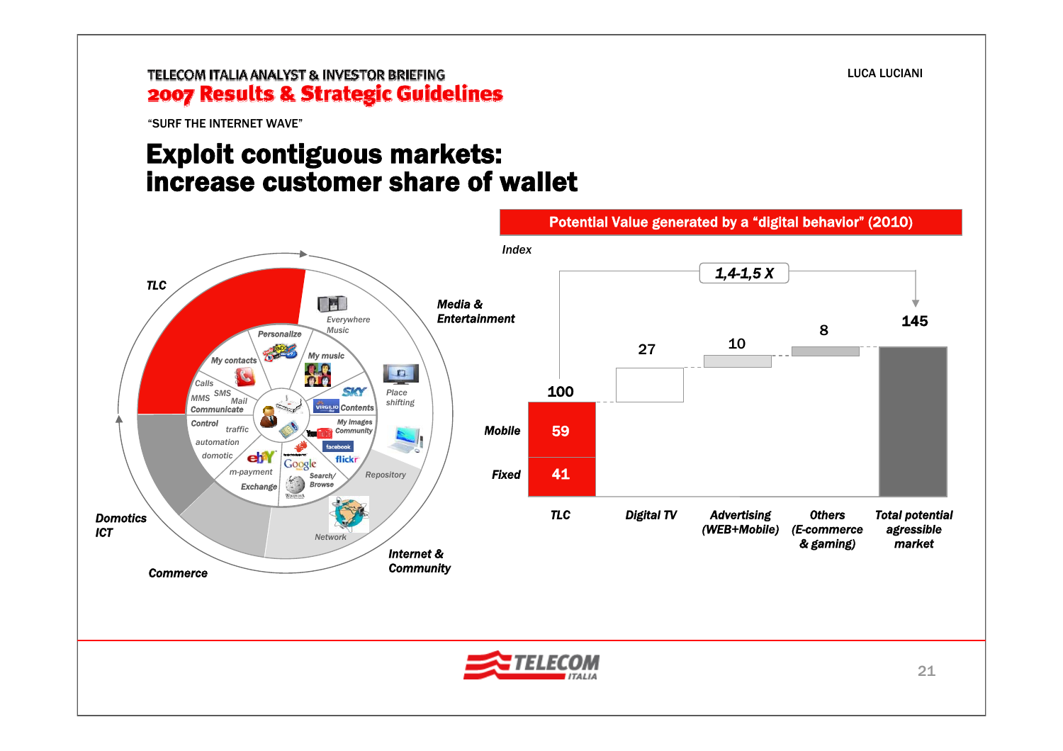"SURF THE INTERNET WAVE"

# Exploit contiguous markets: increase customer share of wallet

TLC

Media & Entertainment

Internet & Community

Commerce

Domotics ICT

Personalize

My contacts

My music

Everywhere Music

Calls SMS MMS Mail Communicate

Contents

Place shifting

My Images Community

Control traffic automation domotic

m-payment Exchange

Search/ Browse

Repository

Network

## Potential Value generated by a "digital behavior" (2010)

*Index*

**1,4-1,5 X**

| | TLC | Digital TV | Advertising (WEB+Mobile) | Others (E-commerce & gaming) | Total potential agressible market |
|---|---|---|---|---|---|
| Mobile | 59 | | | | |
| Fixed | 41 | | | | |
| Total | 100 | 27 | 10 | 8 | 145 |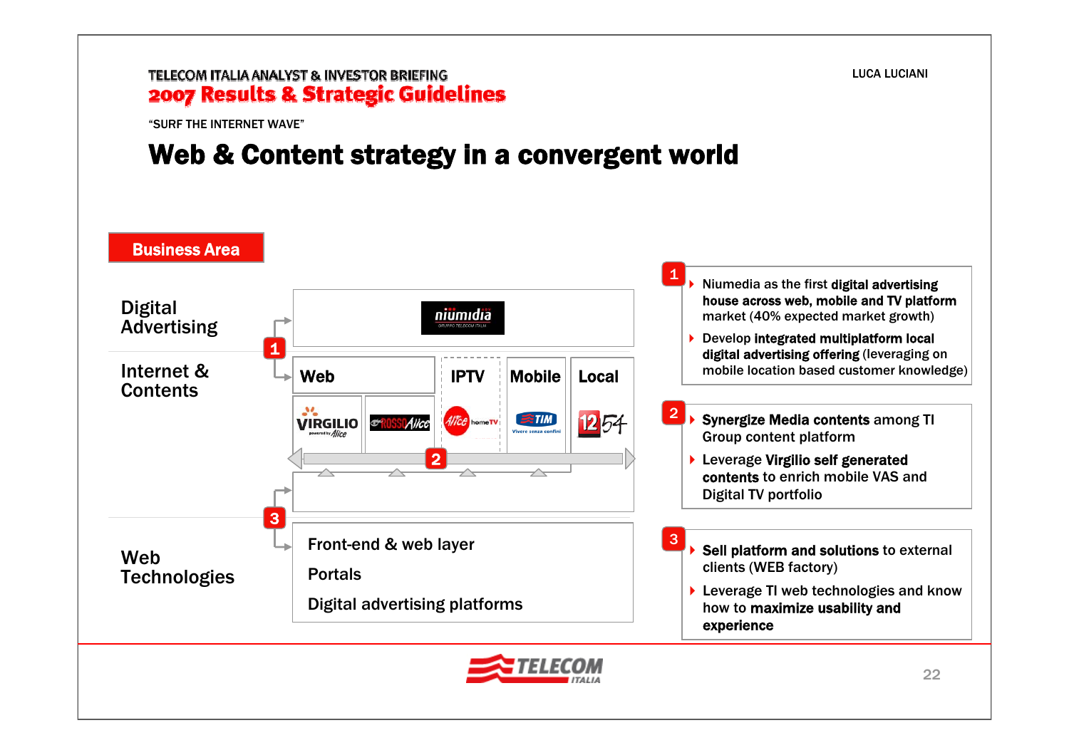"SURF THE INTERNET WAVE"

# Web & Content strategy in a convergent world

**Business Area**

**Digital Advertising**

niumidia

**Internet & Contents**

| Web | | IPTV | Mobile | Local |
|---|---|---|---|---|
| VIRGILIO | ROSSO Alice | Alice homeTV | TIM | 1254 |

**Web Technologies**

- Front-end & web layer
- Portals
- Digital advertising platforms

**1**

- Niumedia as the first **digital advertising house across web, mobile and TV platform** market (40% expected market growth)
- Develop **integrated multiplatform local digital advertising offering** (leveraging on mobile location based customer knowledge)

**2**

- **Synergize Media contents** among TI Group content platform
- Leverage **Virgilio self generated contents** to enrich mobile VAS and Digital TV portfolio

**3**

- **Sell platform and solutions** to external clients (WEB factory)
- Leverage TI web technologies and know how to **maximize usability and experience**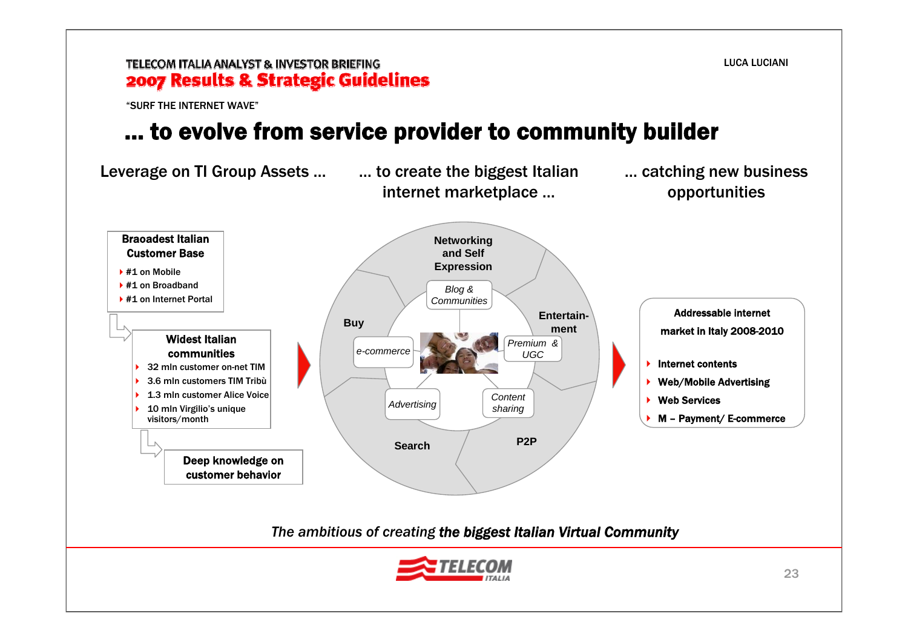"SURF THE INTERNET WAVE"

# … to evolve from service provider to community builder

Leverage on TI Group Assets … | … to create the biggest Italian internet marketplace … | … catching new business opportunities

**Braoadest Italian Customer Base**

- #1 on Mobile
- #1 on Broadband
- #1 on Internet Portal

**Widest Italian communities**

- 32 mln customer on-net TIM
- 3.6 mln customers TIM Tribù
- 1.3 mln customer Alice Voice
- 10 mln Virgilio's unique visitors/month

**Deep knowledge on customer behavior**

Networking and Self Expression — *Blog & Communities*

Entertain-ment — *Premium & UGC*

P2P — *Content sharing*

Search — *Advertising*

Buy — *e-commerce*

**Addressable internet market in Italy 2008-2010**

- Internet contents
- Web/Mobile Advertising
- Web Services
- M – Payment/ E-commerce

*The ambitious of creating* ***the biggest Italian Virtual Community***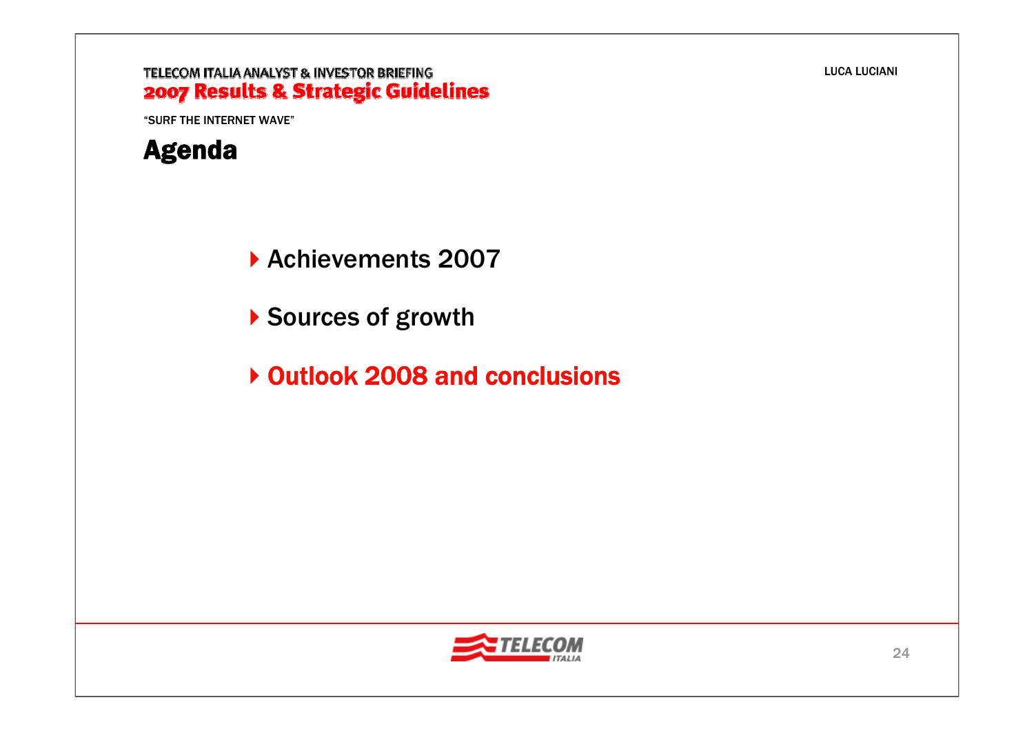"SURF THE INTERNET WAVE"

# Agenda

- Achievements 2007
- Sources of growth
- **Outlook 2008 and conclusions**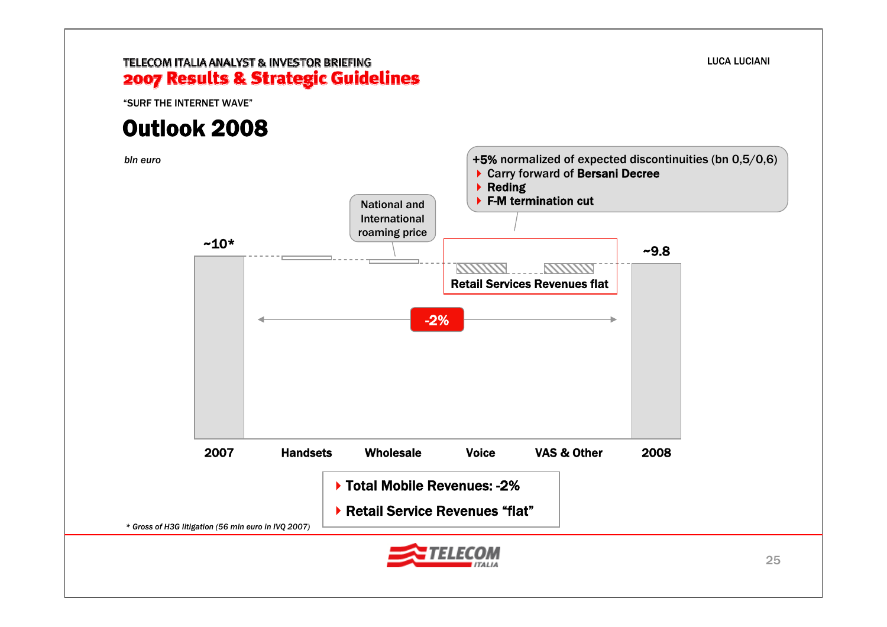TELECOM ITALIA ANALYST & INVESTOR BRIEFING

**2007 Results & Strategic Guidelines**

"SURF THE INTERNET WAVE"

# Outlook 2008

*bln euro*

**+5%** normalized of expected discontinuities (bn 0,5/0,6)
- Carry forward of **Bersani Decree**
- **Reding**
- **F-M termination cut**

National and International roaming price

~10*

~9.8

**Retail Services Revenues flat**

**-2%**

**2007** | **Handsets** | **Wholesale** | **Voice** | **VAS & Other** | **2008**

- **Total Mobile Revenues: -2%**
- **Retail Service Revenues "flat"**

*\* Gross of H3G litigation (56 mln euro in IVQ 2007)*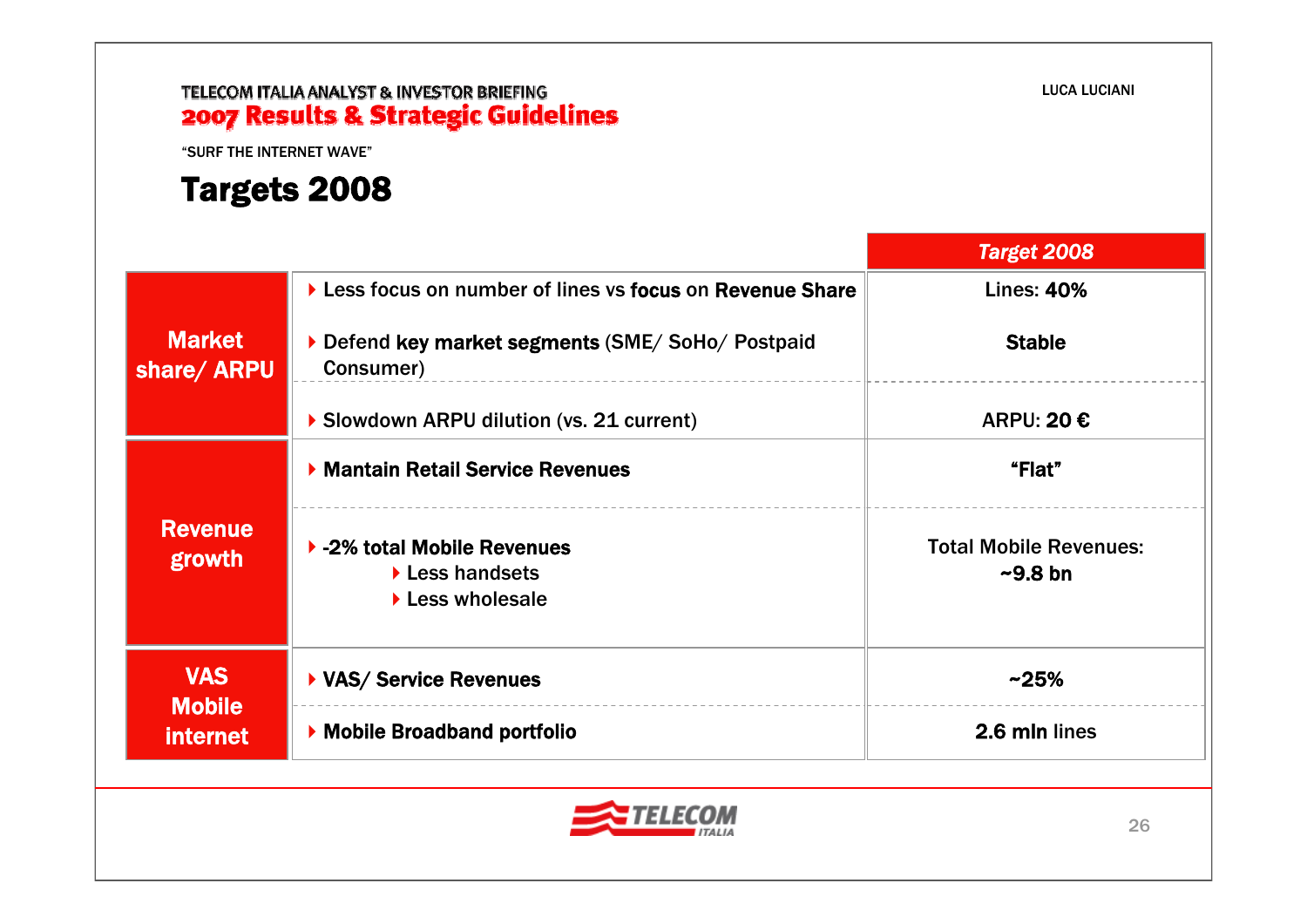"SURF THE INTERNET WAVE"

# Targets 2008

| | | Target 2008 |
|---|---|---|
| **Market share/ ARPU** | ▸ Less focus on number of lines vs **focus** on **Revenue Share** | Lines: **40%** |
| | ▸ Defend **key market segments** (SME/ SoHo/ Postpaid Consumer) | **Stable** |
| | ▸ Slowdown ARPU dilution (vs. 21 current) | ARPU: **20 €** |
| **Revenue growth** | ▸ **Mantain Retail Service Revenues** | **"Flat"** |
| | ▸ **-2% total Mobile Revenues**<br>▸ Less handsets<br>▸ Less wholesale | Total Mobile Revenues: **~9.8 bn** |
| **VAS Mobile internet** | ▸ **VAS/ Service Revenues** | **~25%** |
| | ▸ **Mobile Broadband portfolio** | **2.6 mln** lines |